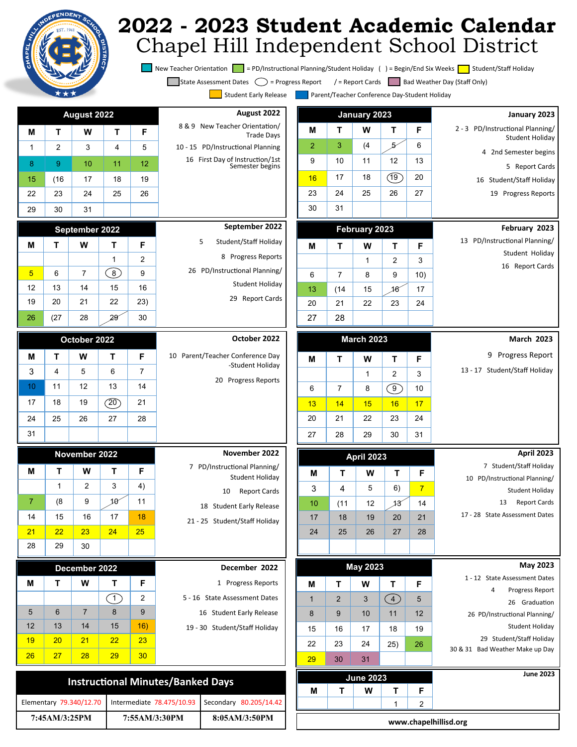# 2022 - 2023 Student Academic Calendar
## Chapel Hill Independent School District

Legend: New Teacher Orientation | = PD/Instructional Planning/Student Holiday | ( ) = Begin/End Six Weeks | Student/Staff Holiday | State Assessment Dates | ◯ = Progress Report | / = Report Cards | Bad Weather Day (Staff Only) | Student Early Release | Parent/Teacher Conference Day-Student Holiday

### August 2022

| M | T | W | T | F |
|---|---|---|---|---|
| 1 | 2 | 3 | 4 | 5 |
| 8 | 9 | 10 | 11 | 12 |
| 15 | (16 | 17 | 18 | 19 |
| 22 | 23 | 24 | 25 | 26 |
| 29 | 30 | 31 | | |

**August 2022**
- 8 & 9 New Teacher Orientation/ Trade Days
- 10 - 15 PD/Instructional Planning
- 16 First Day of Instruction/1st Semester begins

### September 2022

| M | T | W | T | F |
|---|---|---|---|---|
| | | | 1 | 2 |
| 5 | 6 | 7 | (8) | 9 |
| 12 | 13 | 14 | 15 | 16 |
| 19 | 20 | 21 | 22 | 23) |
| 26 | (27 | 28 | 29 | 30 |

**September 2022**
- 5 Student/Staff Holiday
- 8 Progress Reports
- 26 PD/Instructional Planning/ Student Holiday
- 29 Report Cards

### October 2022

| M | T | W | T | F |
|---|---|---|---|---|
| 3 | 4 | 5 | 6 | 7 |
| 10 | 11 | 12 | 13 | 14 |
| 17 | 18 | 19 | (20) | 21 |
| 24 | 25 | 26 | 27 | 28 |
| 31 | | | | |

**October 2022**
- 10 Parent/Teacher Conference Day -Student Holiday
- 20 Progress Reports

### November 2022

| M | T | W | T | F |
|---|---|---|---|---|
| | 1 | 2 | 3 | 4) |
| 7 | (8 | 9 | 10 | 11 |
| 14 | 15 | 16 | 17 | 18 |
| 21 | 22 | 23 | 24 | 25 |
| 28 | 29 | 30 | | |

**November 2022**
- 7 PD/Instructional Planning/ Student Holiday
- 10 Report Cards
- 18 Student Early Release
- 21 - 25 Student/Staff Holiday

### December 2022

| M | T | W | T | F |
|---|---|---|---|---|
| | | | (1) | 2 |
| 5 | 6 | 7 | 8 | 9 |
| 12 | 13 | 14 | 15 | 16) |
| 19 | 20 | 21 | 22 | 23 |
| 26 | 27 | 28 | 29 | 30 |

**December 2022**
- 1 Progress Reports
- 5 - 16 State Assessment Dates
- 16 Student Early Release
- 19 - 30 Student/Staff Holiday

### January 2023

| M | T | W | T | F |
|---|---|---|---|---|
| 2 | 3 | (4 | 5 | 6 |
| 9 | 10 | 11 | 12 | 13 |
| 16 | 17 | 18 | (19) | 20 |
| 23 | 24 | 25 | 26 | 27 |
| 30 | 31 | | | |

**January 2023**
- 2 - 3 PD/Instructional Planning/ Student Holiday
- 4 2nd Semester begins
- 5 Report Cards
- 16 Student/Staff Holiday
- 19 Progress Reports

### February 2023

| M | T | W | T | F |
|---|---|---|---|---|
| | | 1 | 2 | 3 |
| 6 | 7 | 8 | 9 | 10) |
| 13 | (14 | 15 | 16 | 17 |
| 20 | 21 | 22 | 23 | 24 |
| 27 | 28 | | | |

**February 2023**
- 13 PD/Instructional Planning/ Student Holiday
- 16 Report Cards

### March 2023

| M | T | W | T | F |
|---|---|---|---|---|
| | | 1 | 2 | 3 |
| 6 | 7 | 8 | (9) | 10 |
| 13 | 14 | 15 | 16 | 17 |
| 20 | 21 | 22 | 23 | 24 |
| 27 | 28 | 29 | 30 | 31 |

**March 2023**
- 9 Progress Report
- 13 - 17 Student/Staff Holiday

### April 2023

| M | T | W | T | F |
|---|---|---|---|---|
| 3 | 4 | 5 | 6) | 7 |
| 10 | (11 | 12 | 13 | 14 |
| 17 | 18 | 19 | 20 | 21 |
| 24 | 25 | 26 | 27 | 28 |

**April 2023**
- 7 Student/Staff Holiday
- 10 PD/Instructional Planning/ Student Holiday
- 13 Report Cards
- 17 - 28 State Assessment Dates

### May 2023

| M | T | W | T | F |
|---|---|---|---|---|
| 1 | 2 | 3 | (4) | 5 |
| 8 | 9 | 10 | 11 | 12 |
| 15 | 16 | 17 | 18 | 19 |
| 22 | 23 | 24 | 25) | 26 |
| 29 | 30 | 31 | | |

**May 2023**
- 1 - 12 State Assessment Dates
- 4 Progress Report
- 26 Graduation
- 26 PD/Instructional Planning/ Student Holiday
- 29 Student/Staff Holiday
- 30 & 31 Bad Weather Make up Day

### June 2023

| M | T | W | T | F |
|---|---|---|---|---|
| | | | 1 | 2 |

**June 2023**

### Instructional Minutes/Banked Days

| Elementary 79.340/12.70 | Intermediate 78.475/10.93 | Secondary 80.205/14.42 |
|---|---|---|
| 7:45AM/3:25PM | 7:55AM/3:30PM | 8:05AM/3:50PM |

www.chapelhillisd.org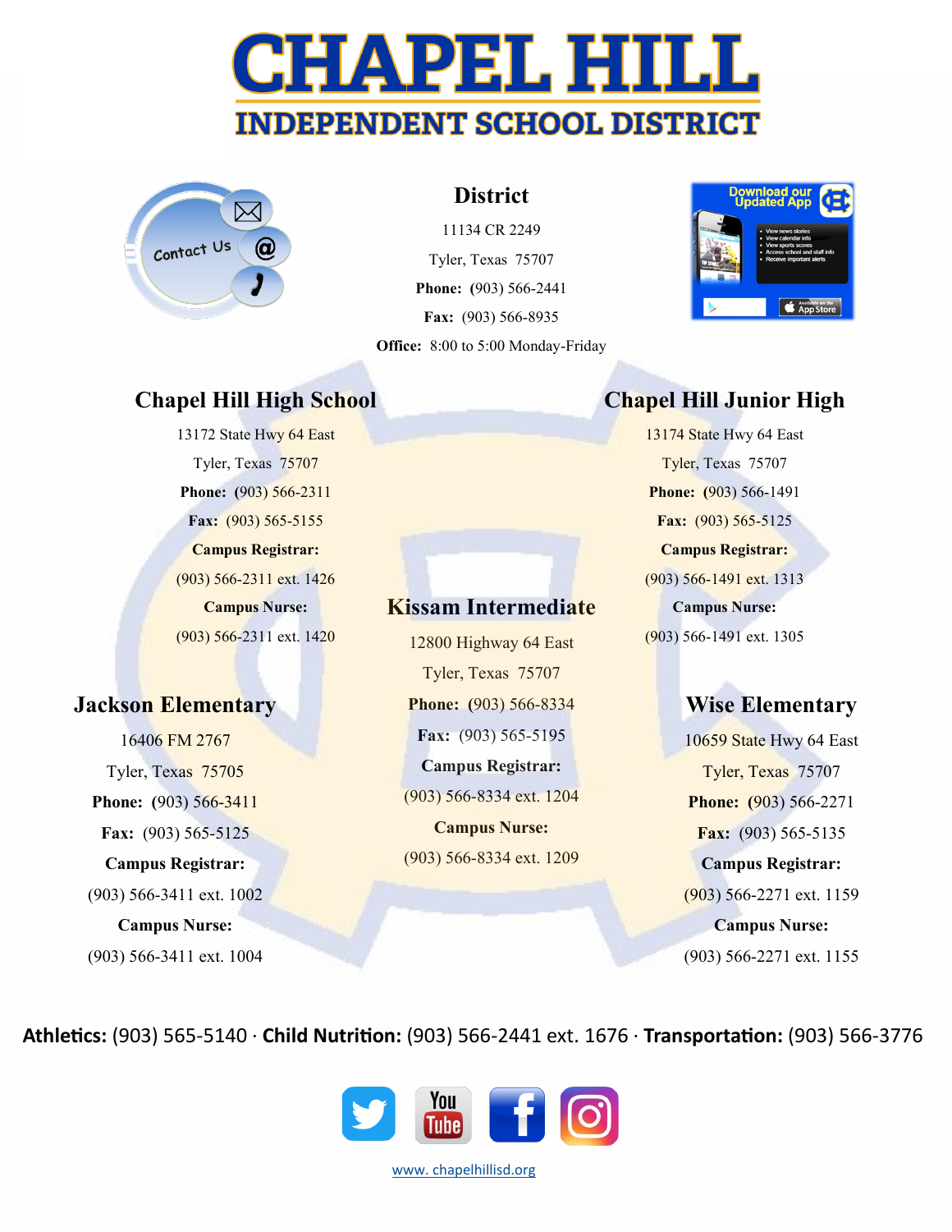# CHAPEL HILL

## INDEPENDENT SCHOOL DISTRICT

## District

11134 CR 2249

Tyler, Texas 75707

**Phone:** (903) 566-2441

**Fax:** (903) 566-8935

**Office:** 8:00 to 5:00 Monday-Friday

## Chapel Hill High School

13172 State Hwy 64 East

Tyler, Texas 75707

**Phone:** (903) 566-2311

**Fax:** (903) 565-5155

**Campus Registrar:**

(903) 566-2311 ext. 1426

**Campus Nurse:**

(903) 566-2311 ext. 1420

## Chapel Hill Junior High

13174 State Hwy 64 East

Tyler, Texas 75707

**Phone:** (903) 566-1491

**Fax:** (903) 565-5125

**Campus Registrar:**

(903) 566-1491 ext. 1313

**Campus Nurse:**

(903) 566-1491 ext. 1305

## Kissam Intermediate

12800 Highway 64 East

Tyler, Texas 75707

**Phone:** (903) 566-8334

**Fax:** (903) 565-5195

**Campus Registrar:**

(903) 566-8334 ext. 1204

**Campus Nurse:**

(903) 566-8334 ext. 1209

## Jackson Elementary

16406 FM 2767

Tyler, Texas 75705

**Phone:** (903) 566-3411

**Fax:** (903) 565-5125

**Campus Registrar:**

(903) 566-3411 ext. 1002

**Campus Nurse:**

(903) 566-3411 ext. 1004

## Wise Elementary

10659 State Hwy 64 East

Tyler, Texas 75707

**Phone:** (903) 566-2271

**Fax:** (903) 565-5135

**Campus Registrar:**

(903) 566-2271 ext. 1159

**Campus Nurse:**

(903) 566-2271 ext. 1155

**Athletics:** (903) 565-5140 · **Child Nutrition:** (903) 566-2441 ext. 1676 · **Transportation:** (903) 566-3776

www. chapelhillisd.org